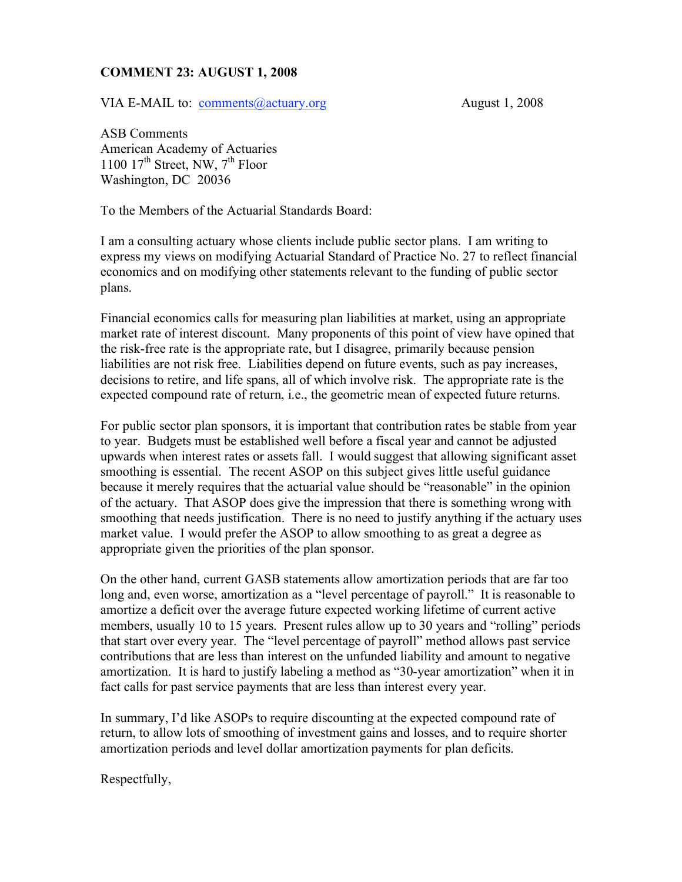**COMMENT 23: AUGUST 1, 2008**

VIA E-MAIL to: comments@actuary.org August 1, 2008

ASB Comments
American Academy of Actuaries
1100 17th Street, NW, 7th Floor
Washington, DC 20036

To the Members of the Actuarial Standards Board:

I am a consulting actuary whose clients include public sector plans. I am writing to express my views on modifying Actuarial Standard of Practice No. 27 to reflect financial economics and on modifying other statements relevant to the funding of public sector plans.

Financial economics calls for measuring plan liabilities at market, using an appropriate market rate of interest discount. Many proponents of this point of view have opined that the risk-free rate is the appropriate rate, but I disagree, primarily because pension liabilities are not risk free. Liabilities depend on future events, such as pay increases, decisions to retire, and life spans, all of which involve risk. The appropriate rate is the expected compound rate of return, i.e., the geometric mean of expected future returns.

For public sector plan sponsors, it is important that contribution rates be stable from year to year. Budgets must be established well before a fiscal year and cannot be adjusted upwards when interest rates or assets fall. I would suggest that allowing significant asset smoothing is essential. The recent ASOP on this subject gives little useful guidance because it merely requires that the actuarial value should be "reasonable" in the opinion of the actuary. That ASOP does give the impression that there is something wrong with smoothing that needs justification. There is no need to justify anything if the actuary uses market value. I would prefer the ASOP to allow smoothing to as great a degree as appropriate given the priorities of the plan sponsor.

On the other hand, current GASB statements allow amortization periods that are far too long and, even worse, amortization as a "level percentage of payroll." It is reasonable to amortize a deficit over the average future expected working lifetime of current active members, usually 10 to 15 years. Present rules allow up to 30 years and "rolling" periods that start over every year. The "level percentage of payroll" method allows past service contributions that are less than interest on the unfunded liability and amount to negative amortization. It is hard to justify labeling a method as "30-year amortization" when it in fact calls for past service payments that are less than interest every year.

In summary, I'd like ASOPs to require discounting at the expected compound rate of return, to allow lots of smoothing of investment gains and losses, and to require shorter amortization periods and level dollar amortization payments for plan deficits.

Respectfully,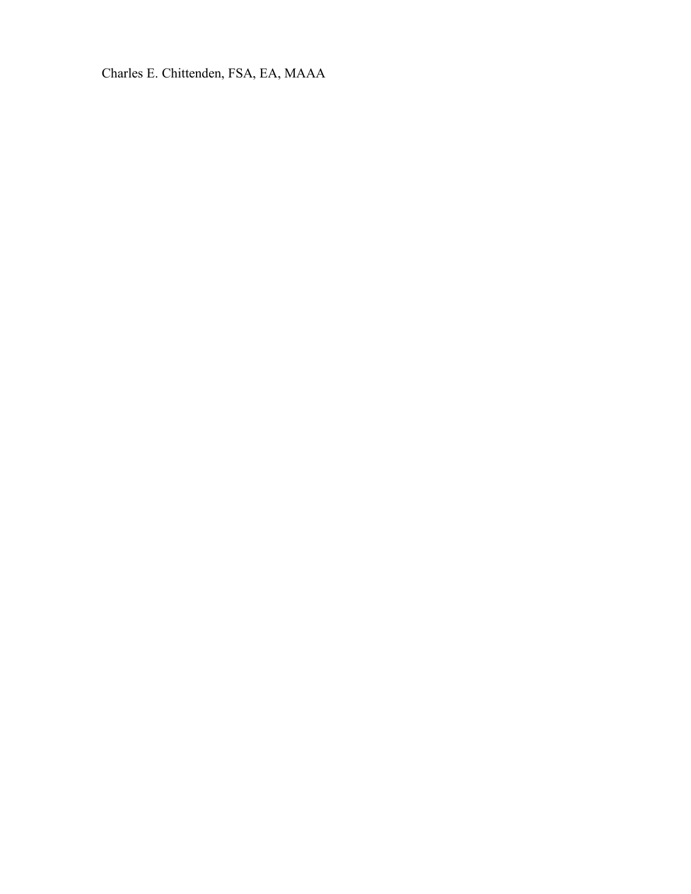Charles E. Chittenden, FSA, EA, MAAA